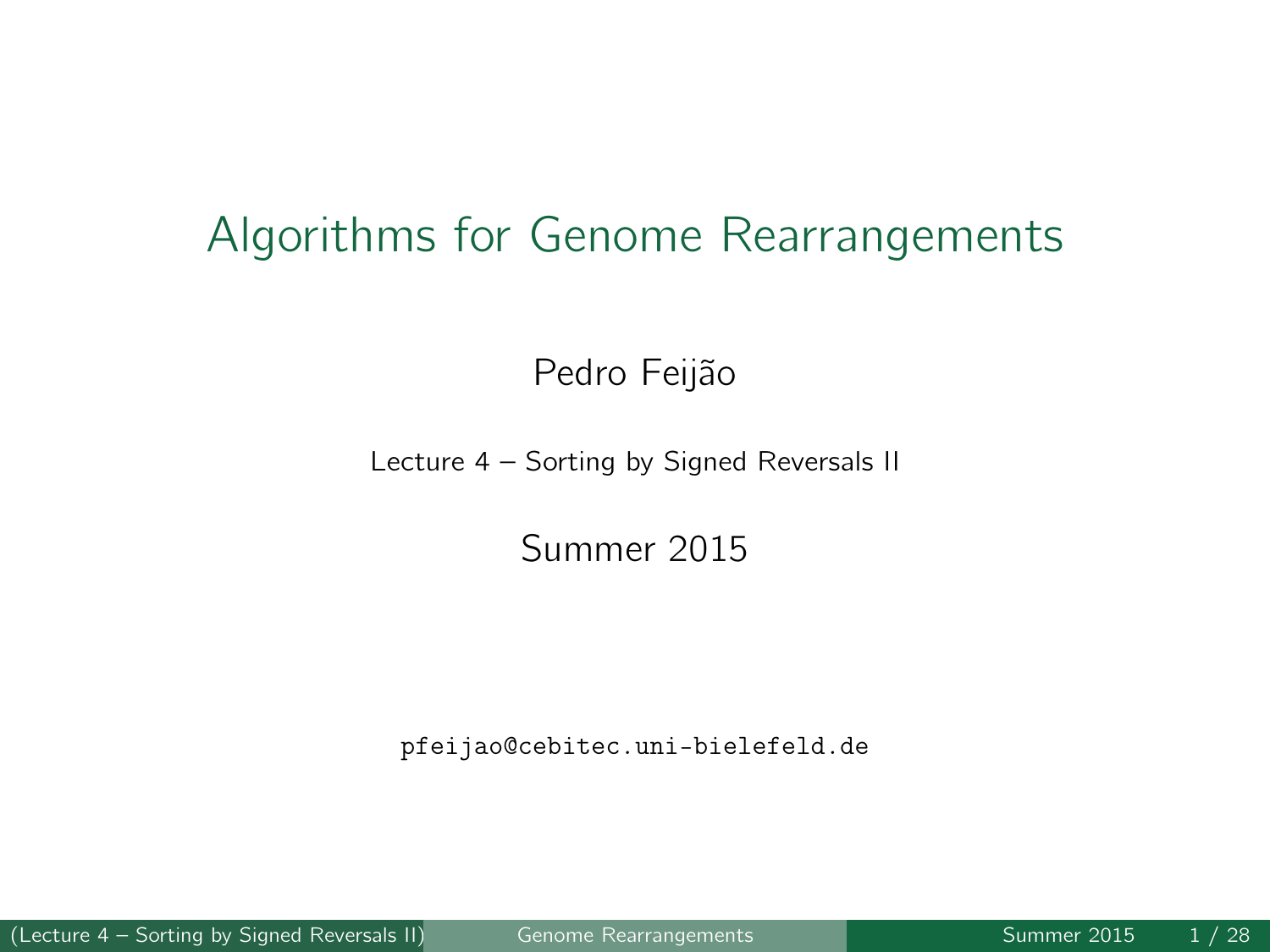# Algorithms for Genome Rearrangements

Pedro Feijão

Lecture 4 – Sorting by Signed Reversals II

Summer 2015

pfeijao@cebitec.uni-bielefeld.de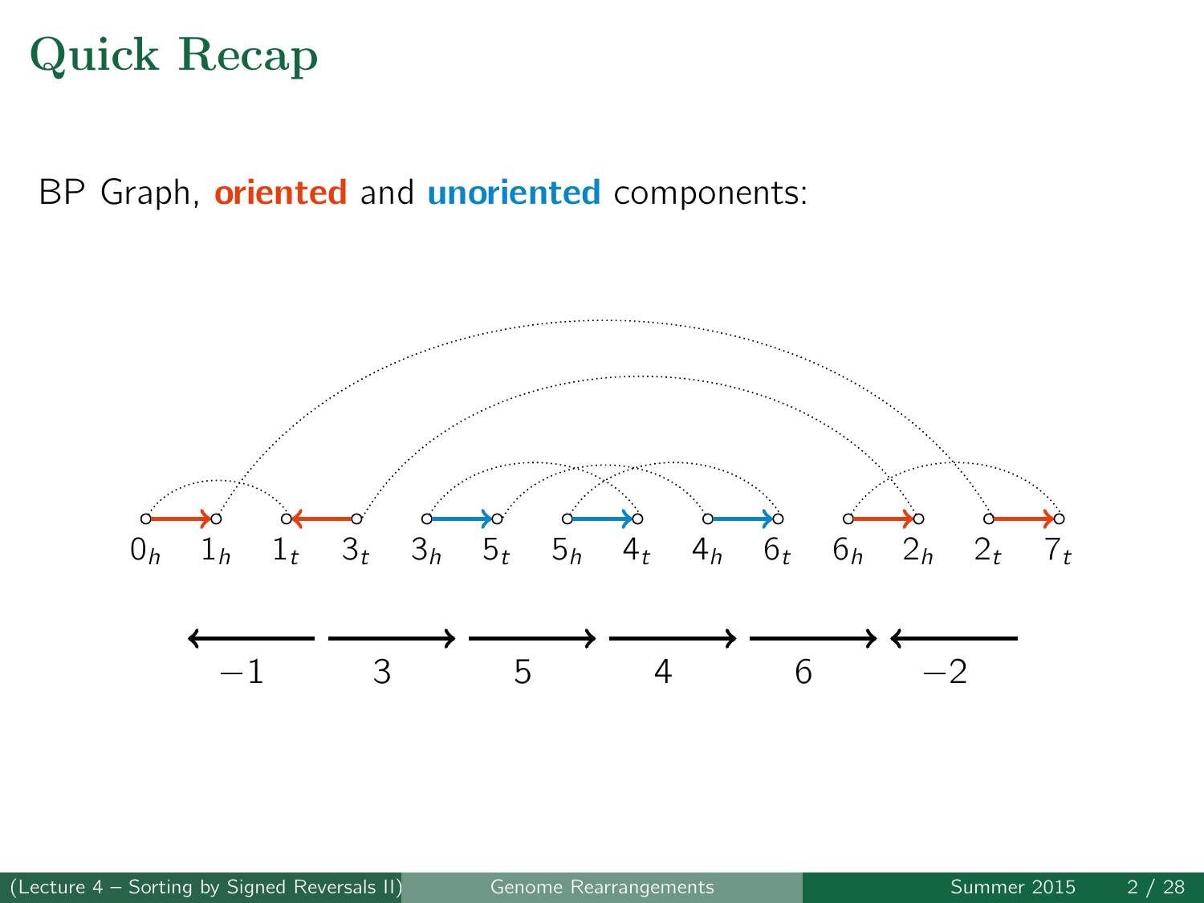# Quick Recap

BP Graph, **oriented** and **unoriented** components:

$0_h$ $1_h$ $1_t$ $3_t$ $3_h$ $5_t$ $5_h$ $4_t$ $4_h$ $6_t$ $6_h$ $2_h$ $2_t$ $7_t$

$-1$ $3$ $5$ $4$ $6$ $-2$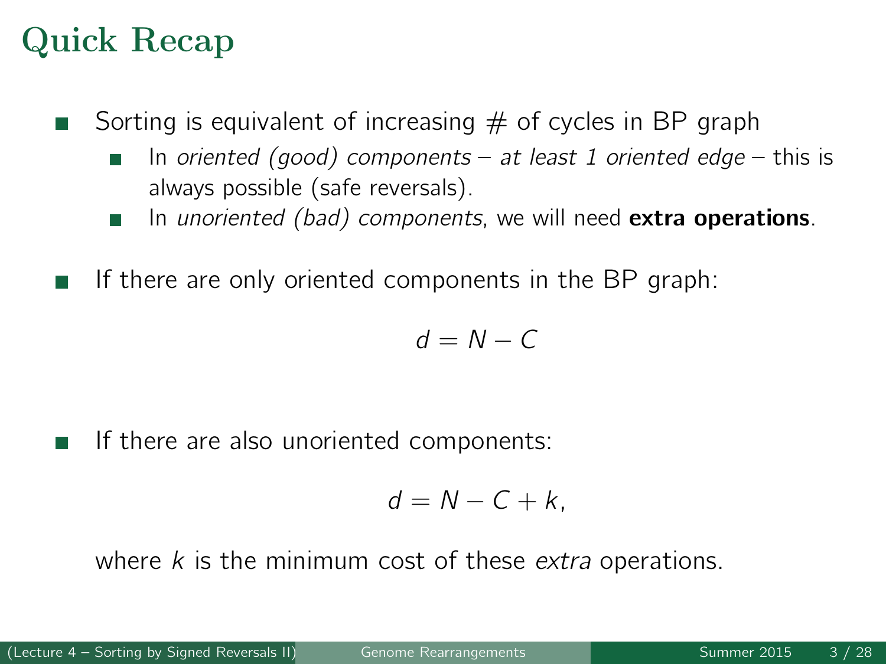# Quick Recap

- Sorting is equivalent of increasing # of cycles in BP graph
  - In *oriented (good) components – at least 1 oriented edge* – this is always possible (safe reversals).
  - In *unoriented (bad) components*, we will need **extra operations**.
- If there are only oriented components in the BP graph:

$$d = N - C$$

- If there are also unoriented components:

$$d = N - C + k,$$

  where $k$ is the minimum cost of these *extra* operations.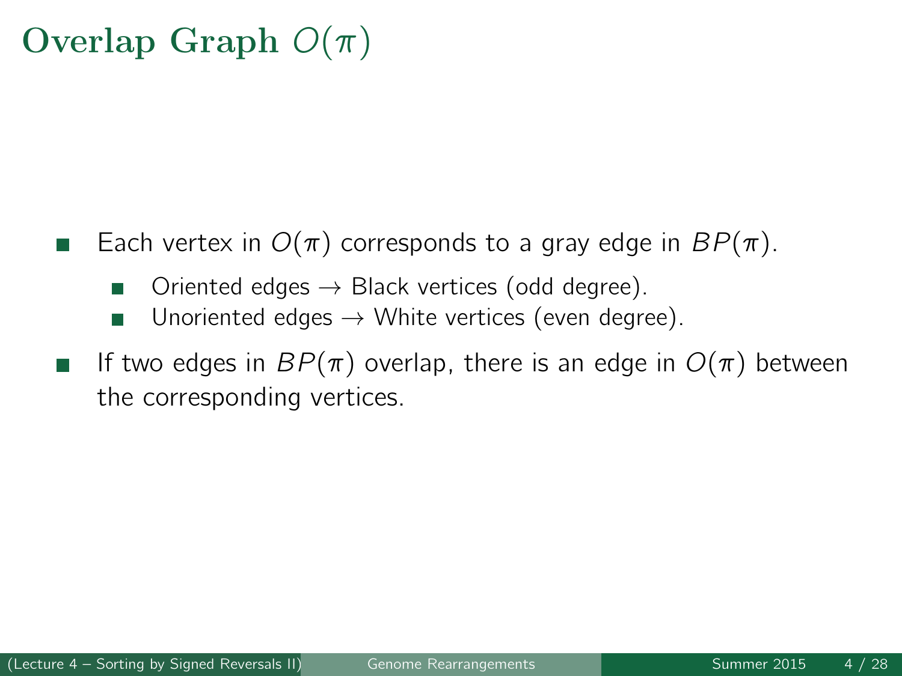# Overlap Graph $O(\pi)$

- Each vertex in $O(\pi)$ corresponds to a gray edge in $BP(\pi)$.
  - Oriented edges $\rightarrow$ Black vertices (odd degree).
  - Unoriented edges $\rightarrow$ White vertices (even degree).
- If two edges in $BP(\pi)$ overlap, there is an edge in $O(\pi)$ between the corresponding vertices.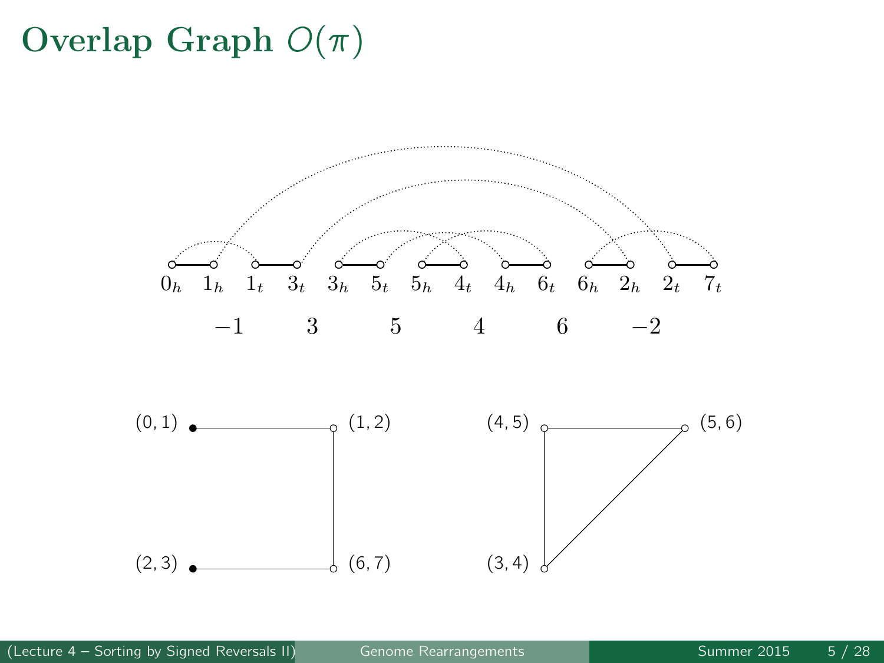# Overlap Graph $O(\pi)$

$0_h$ $1_h$ $1_t$ $3_t$ $3_h$ $5_t$ $5_h$ $4_t$ $4_h$ $6_t$ $6_h$ $2_h$ $2_t$ $7_t$

$-1$ $3$ $5$ $4$ $6$ $-2$

(0, 1) (1, 2) (2, 3) (6, 7) (4, 5) (5, 6) (3, 4)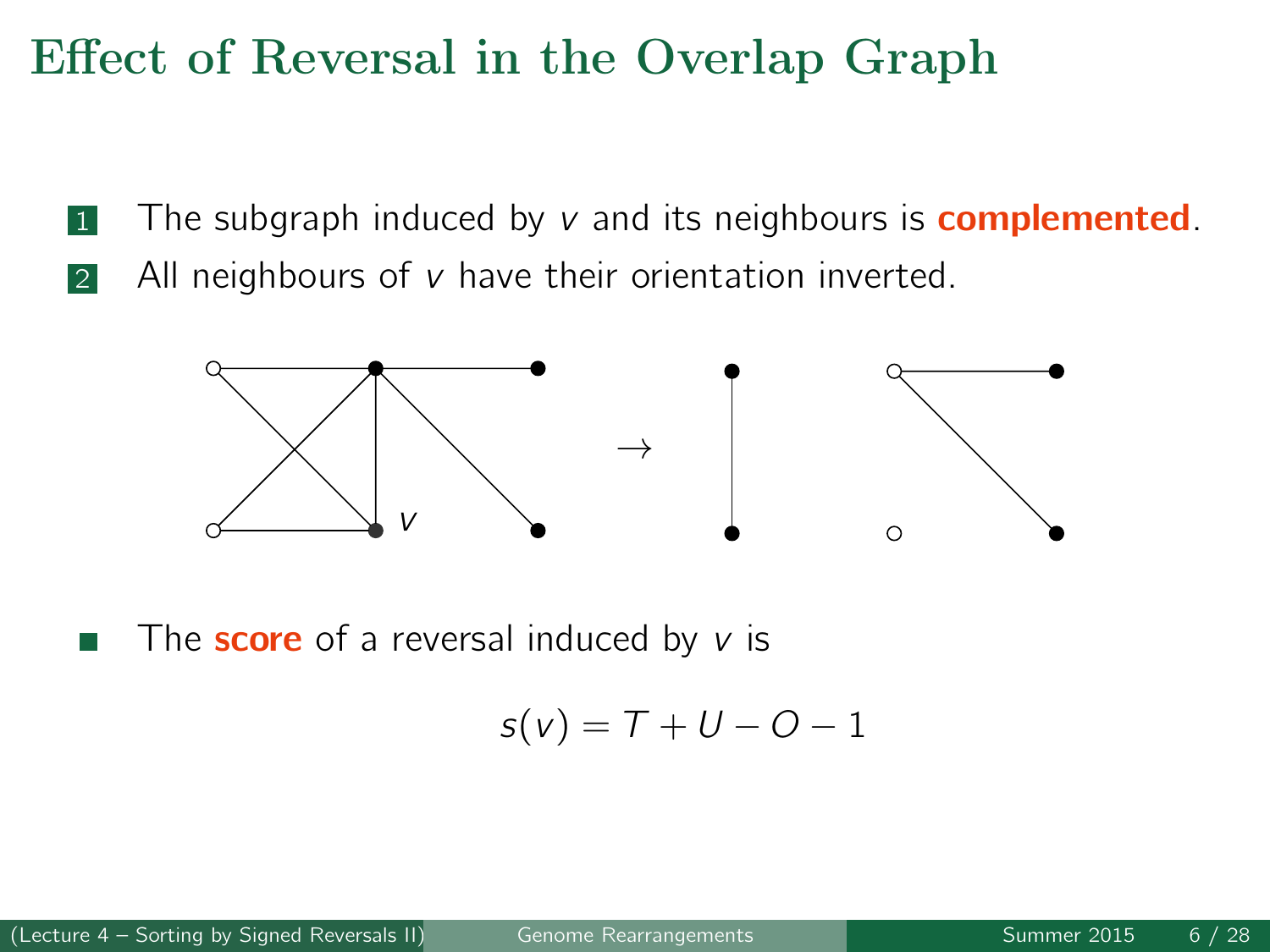# Effect of Reversal in the Overlap Graph

1. The subgraph induced by $v$ and its neighbours is **complemented**.
2. All neighbours of $v$ have their orientation inverted.

- The **score** of a reversal induced by $v$ is

$$s(v) = T + U - O - 1$$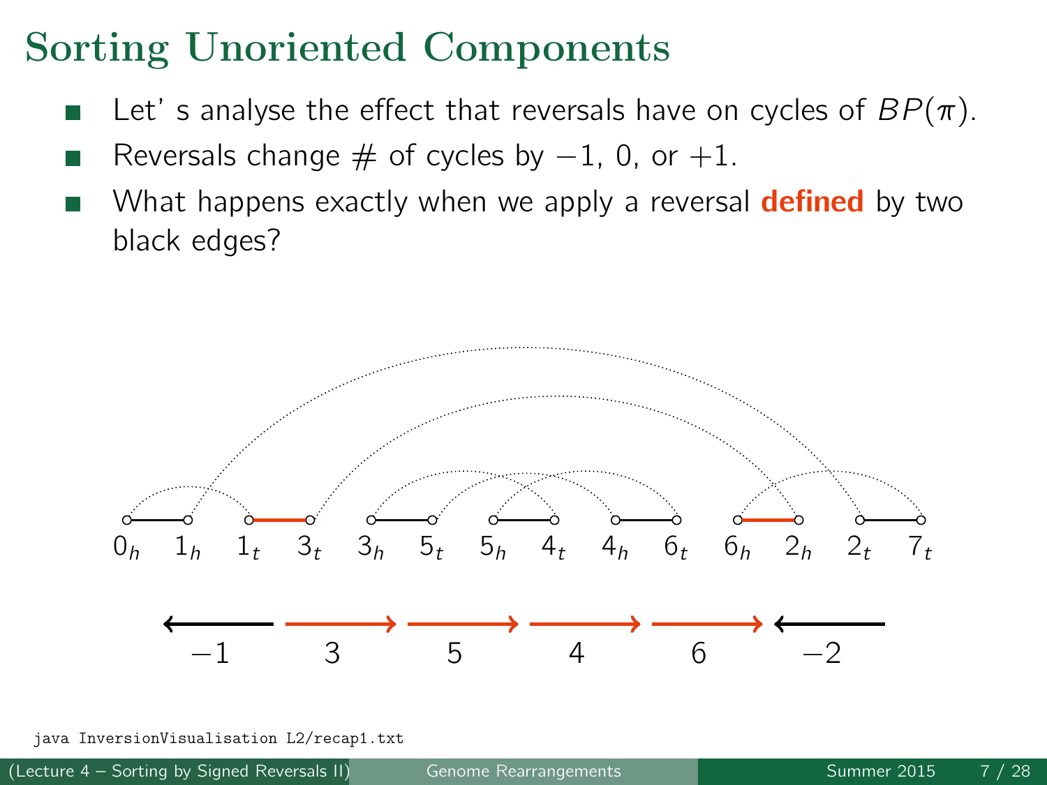# Sorting Unoriented Components

- Let' s analyse the effect that reversals have on cycles of $BP(\pi)$.
- Reversals change # of cycles by $-1$, 0, or $+1$.
- What happens exactly when we apply a reversal **defined** by two black edges?

$0_h$ $1_h$ $1_t$ $3_t$ $3_h$ $5_t$ $5_h$ $4_t$ $4_h$ $6_t$ $6_h$ $2_h$ $2_t$ $7_t$

$-1$ 3 5 4 6 $-2$

```
java InversionVisualisation L2/recap1.txt
```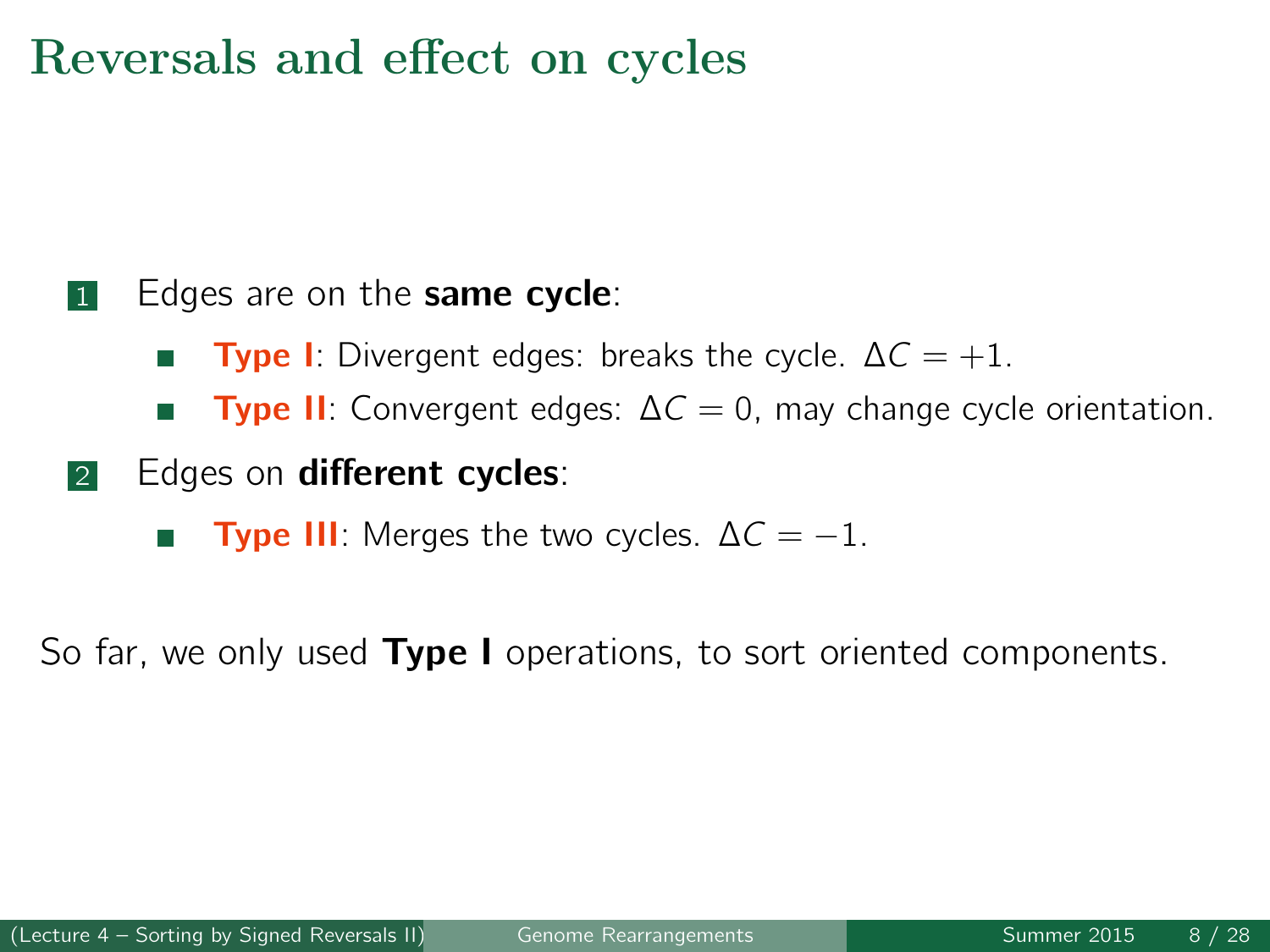# Reversals and effect on cycles

1. Edges are on the **same cycle**:
   - **Type I**: Divergent edges: breaks the cycle. $\Delta C = +1$.
   - **Type II**: Convergent edges: $\Delta C = 0$, may change cycle orientation.
2. Edges on **different cycles**:
   - **Type III**: Merges the two cycles. $\Delta C = -1$.

So far, we only used **Type I** operations, to sort oriented components.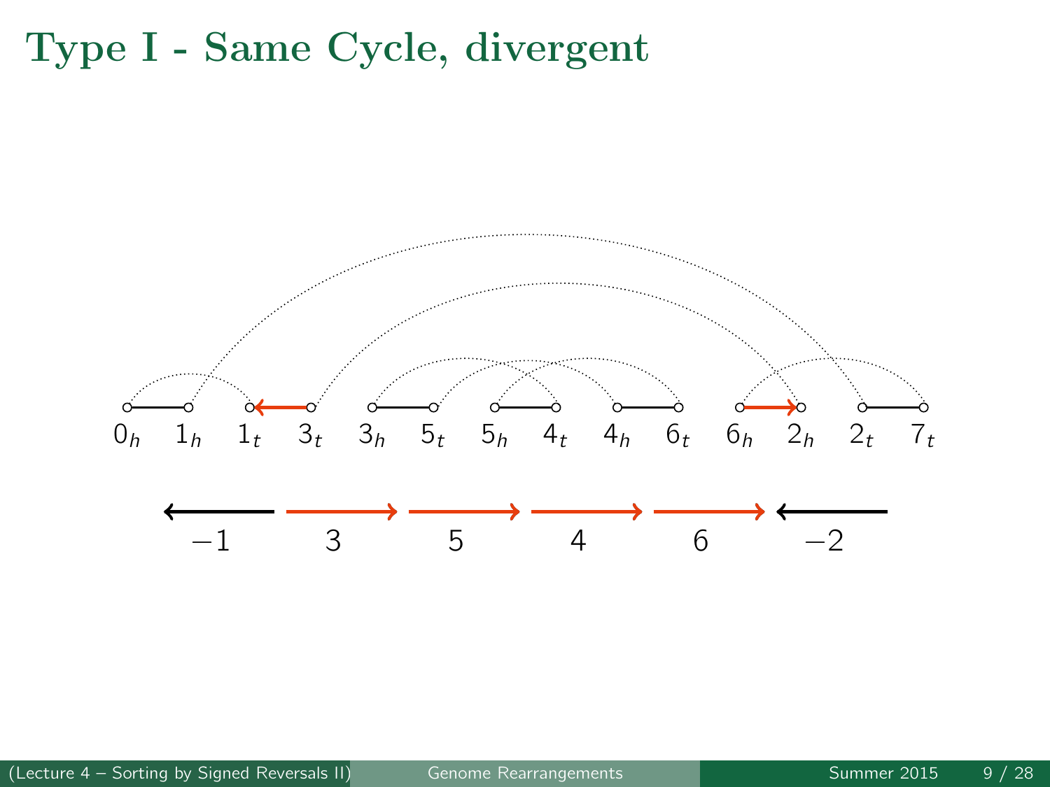# Type I - Same Cycle, divergent

$0_h$ $1_h$ $1_t$ $3_t$ $3_h$ $5_t$ $5_h$ $4_t$ $4_h$ $6_t$ $6_h$ $2_h$ $2_t$ $7_t$

$-1$ $3$ $5$ $4$ $6$ $-2$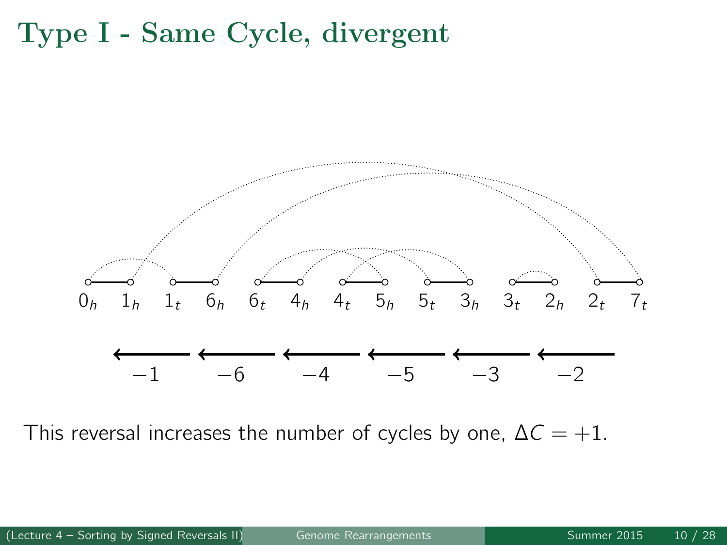# Type I - Same Cycle, divergent

$0_h$ $1_h$ $1_t$ $6_h$ $6_t$ $4_h$ $4_t$ $5_h$ $5_t$ $3_h$ $3_t$ $2_h$ $2_t$ $7_t$

$-1$ $-6$ $-4$ $-5$ $-3$ $-2$

This reversal increases the number of cycles by one, $\Delta C = +1$.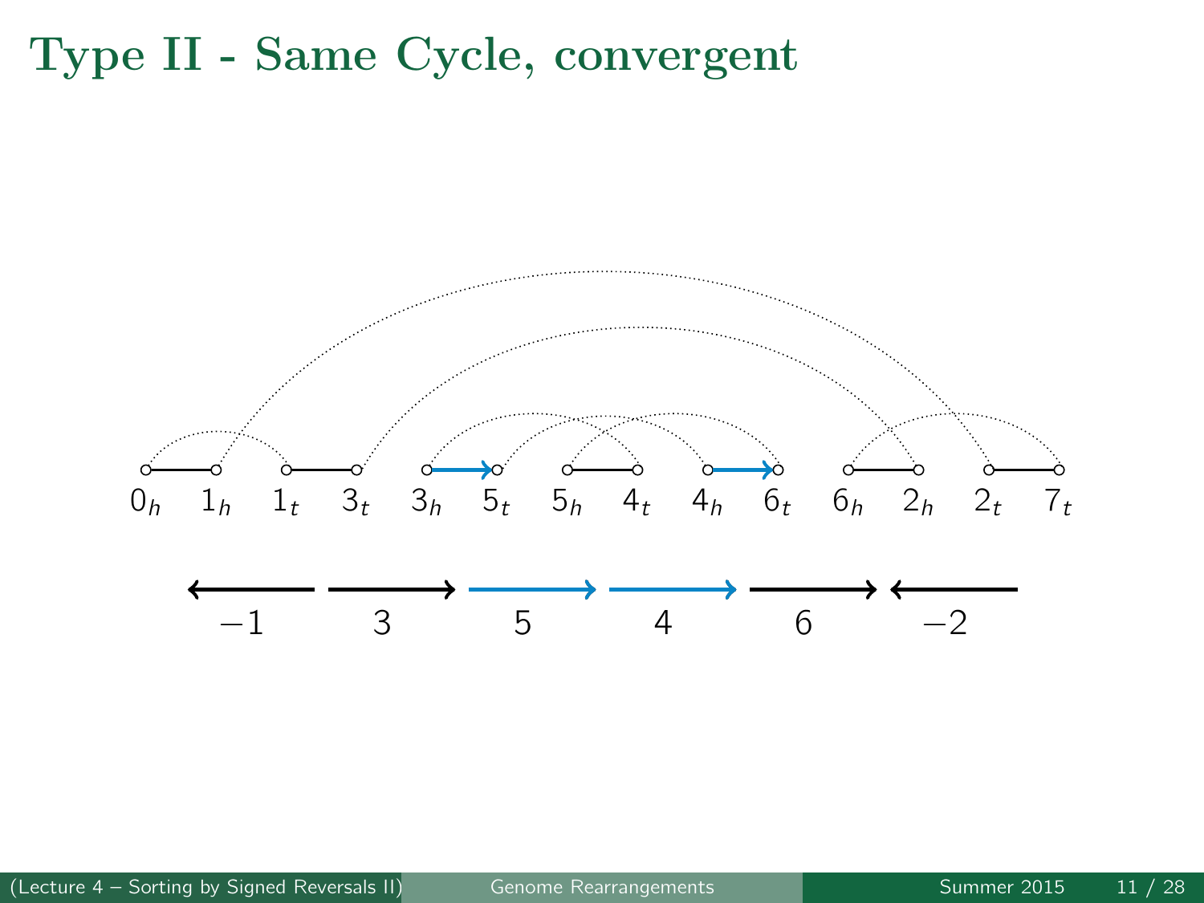# Type II - Same Cycle, convergent

$0_h$ $1_h$ $1_t$ $3_t$ $3_h$ $5_t$ $5_h$ $4_t$ $4_h$ $6_t$ $6_h$ $2_h$ $2_t$ $7_t$

$-1$ $3$ $5$ $4$ $6$ $-2$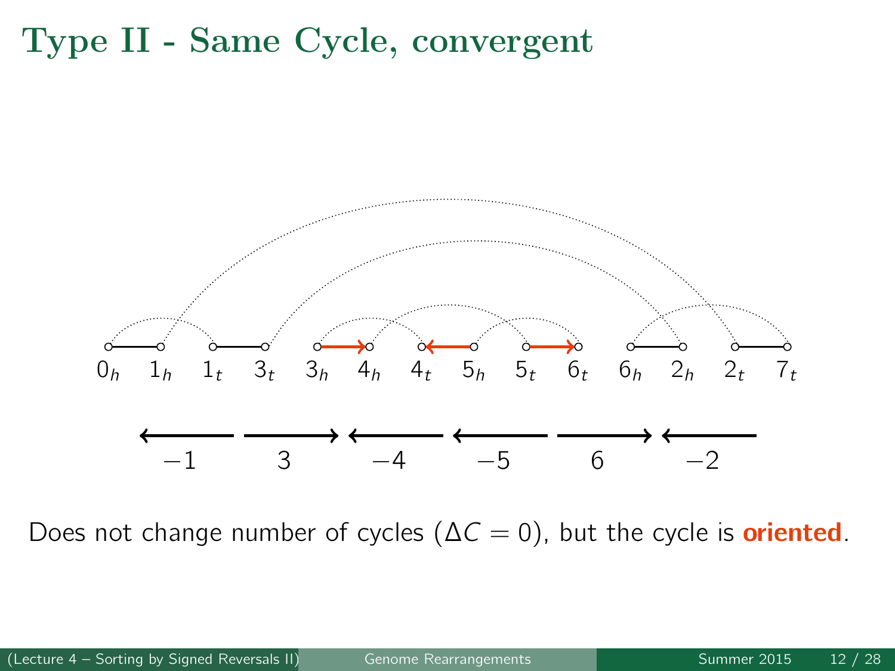# Type II - Same Cycle, convergent

$0_h$ $1_h$ $1_t$ $3_t$ $3_h$ $4_h$ $4_t$ $5_h$ $5_t$ $6_t$ $6_h$ $2_h$ $2_t$ $7_t$

$-1$ $3$ $-4$ $-5$ $6$ $-2$

Does not change number of cycles ($\Delta C = 0$), but the cycle is **oriented**.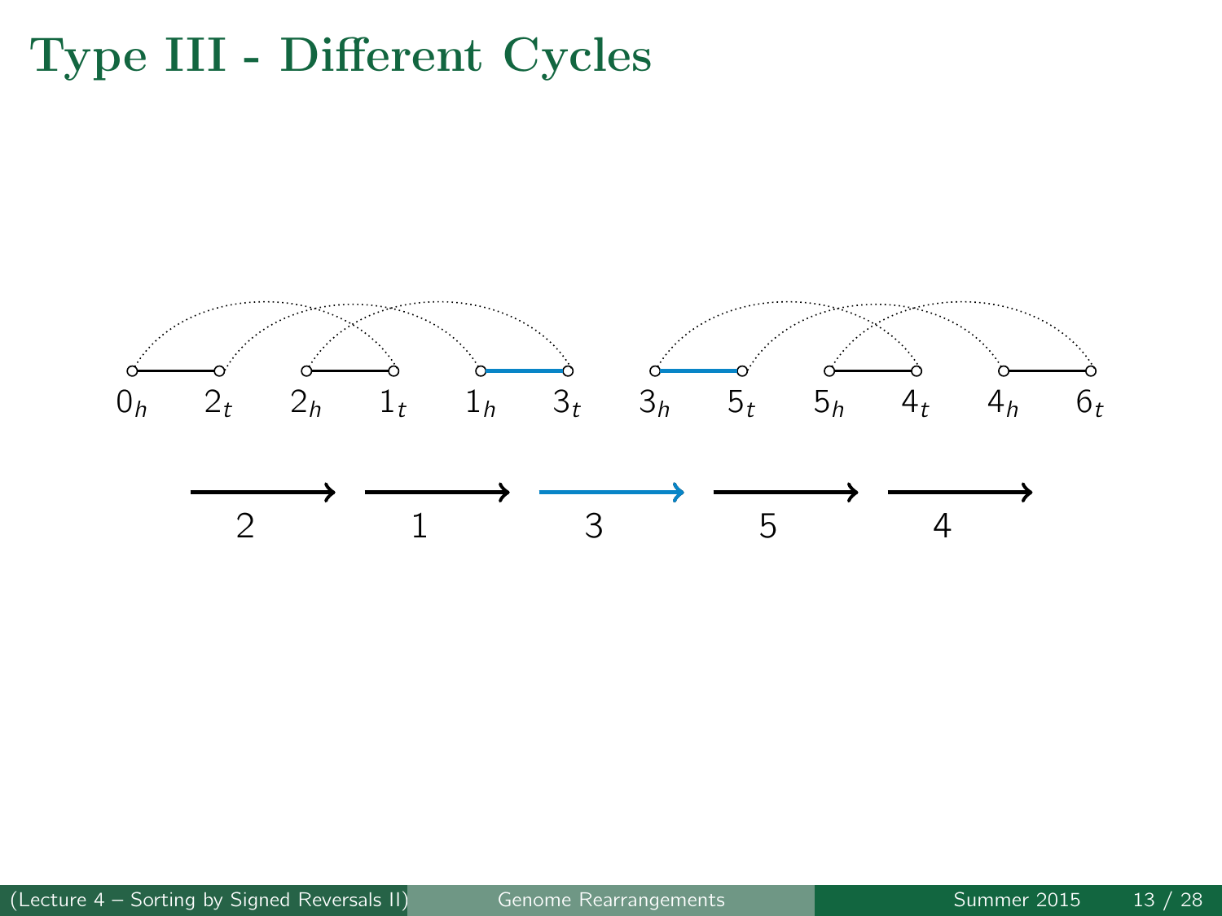# Type III - Different Cycles

$0_h$ $2_t$ $2_h$ $1_t$ $1_h$ $3_t$ $3_h$ $5_t$ $5_h$ $4_t$ $4_h$ $6_t$

2 1 3 5 4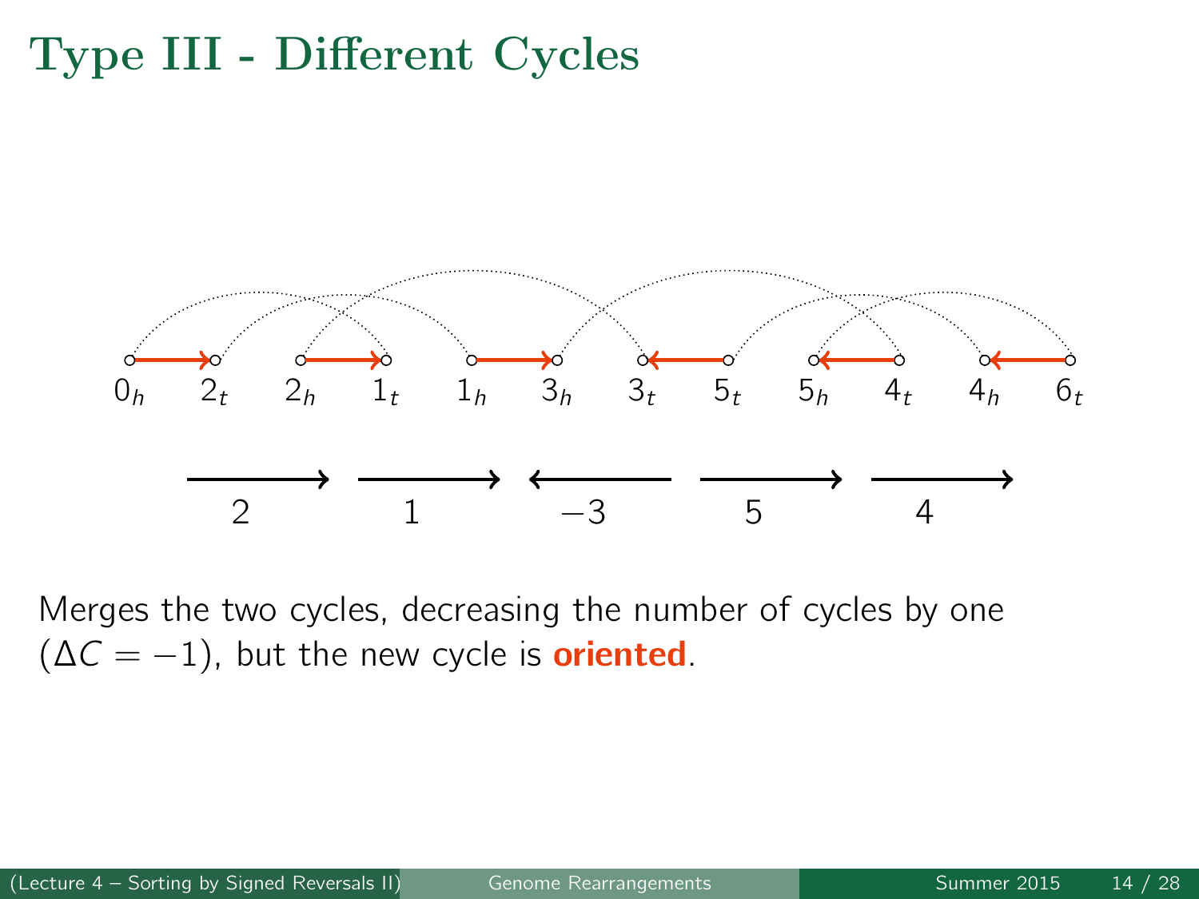# Type III - Different Cycles

$0_h$ $2_t$ $2_h$ $1_t$ $1_h$ $3_h$ $3_t$ $5_t$ $5_h$ $4_t$ $4_h$ $6_t$

2 1 $-3$ 5 4

Merges the two cycles, decreasing the number of cycles by one ($\Delta C = -1$), but the new cycle is **oriented**.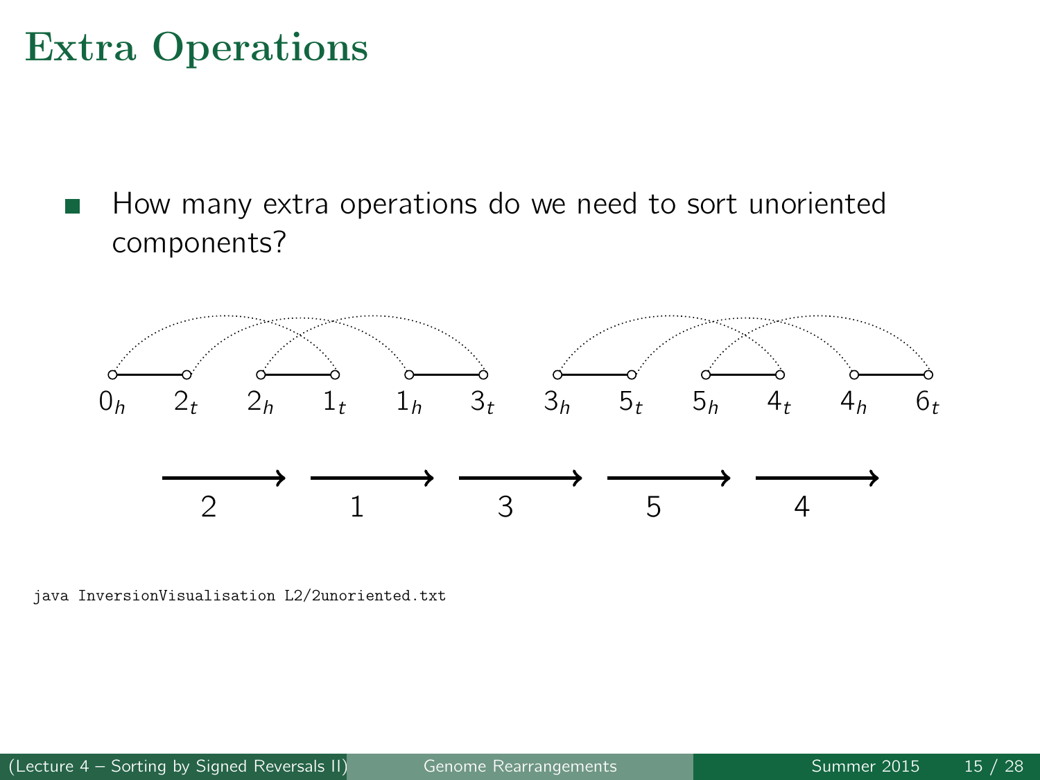# Extra Operations

- How many extra operations do we need to sort unoriented components?

$0_h$ $2_t$ $2_h$ $1_t$ $1_h$ $3_t$ $3_h$ $5_t$ $5_h$ $4_t$ $4_h$ $6_t$

2 1 3 5 4

```
java InversionVisualisation L2/2unoriented.txt
```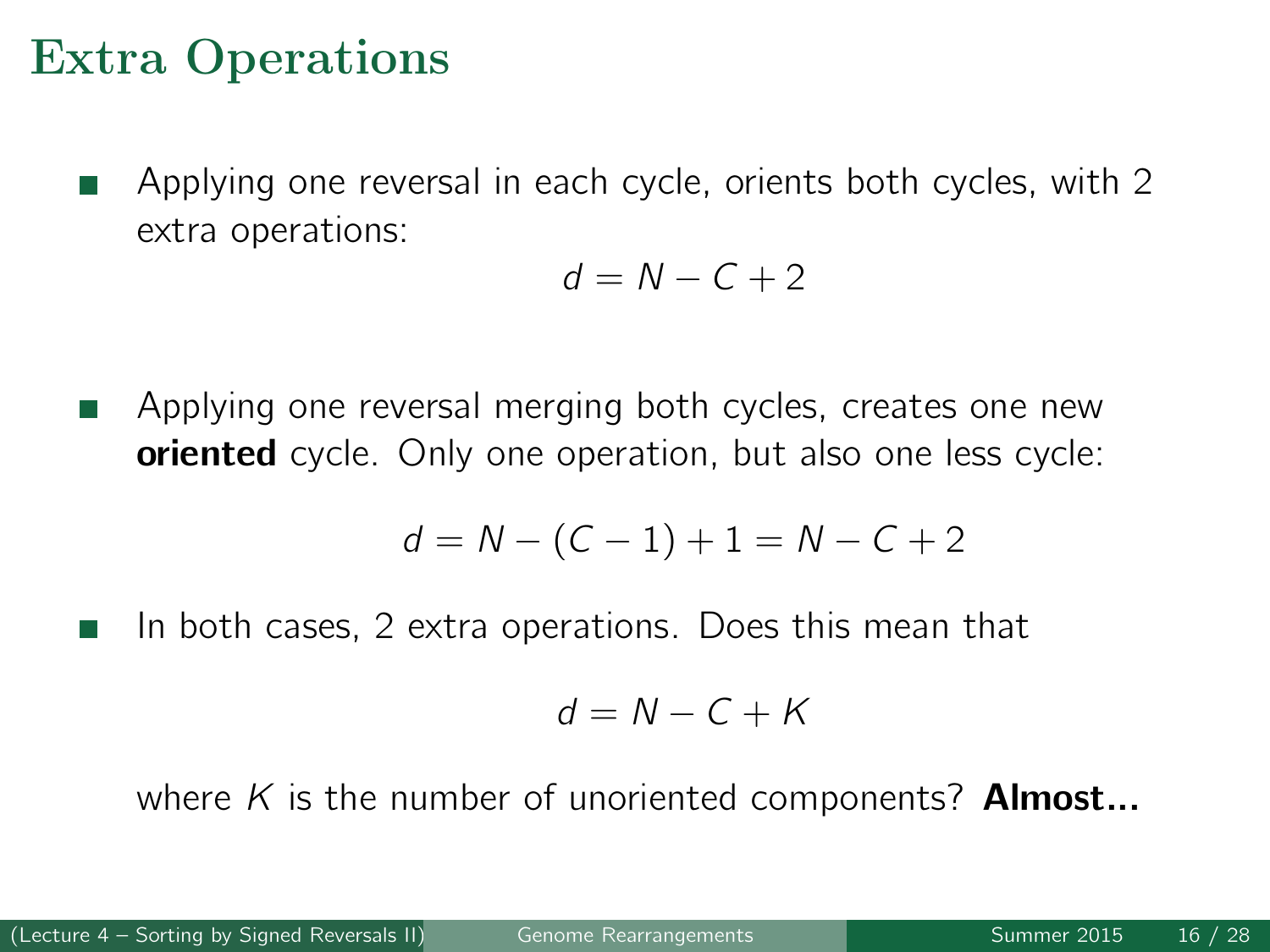# Extra Operations

- Applying one reversal in each cycle, orients both cycles, with 2 extra operations:

$$d = N - C + 2$$

- Applying one reversal merging both cycles, creates one new **oriented** cycle. Only one operation, but also one less cycle:

$$d = N - (C - 1) + 1 = N - C + 2$$

- In both cases, 2 extra operations. Does this mean that

$$d = N - C + K$$

  where $K$ is the number of unoriented components? **Almost...**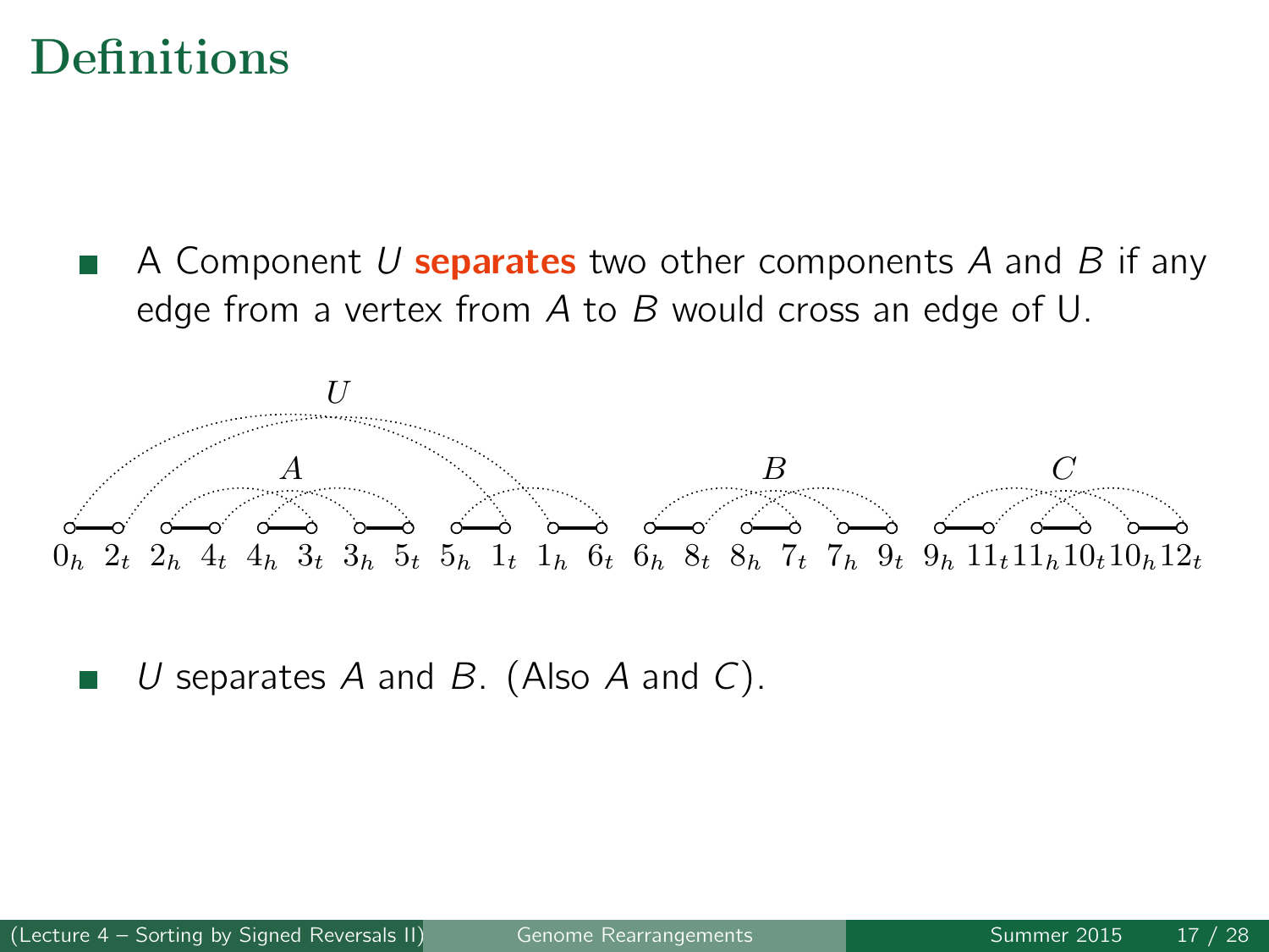# Definitions

- A Component $U$ **separates** two other components $A$ and $B$ if any edge from a vertex from $A$ to $B$ would cross an edge of U.

$0_h$ $2_t$ $2_h$ $4_t$ $4_h$ $3_t$ $3_h$ $5_t$ $5_h$ $1_t$ $1_h$ $6_t$ $6_h$ $8_t$ $8_h$ $7_t$ $7_h$ $9_t$ $9_h$ $11_t$ $11_h$ $10_t$ $10_h$ $12_t$

- $U$ separates $A$ and $B$. (Also $A$ and $C$).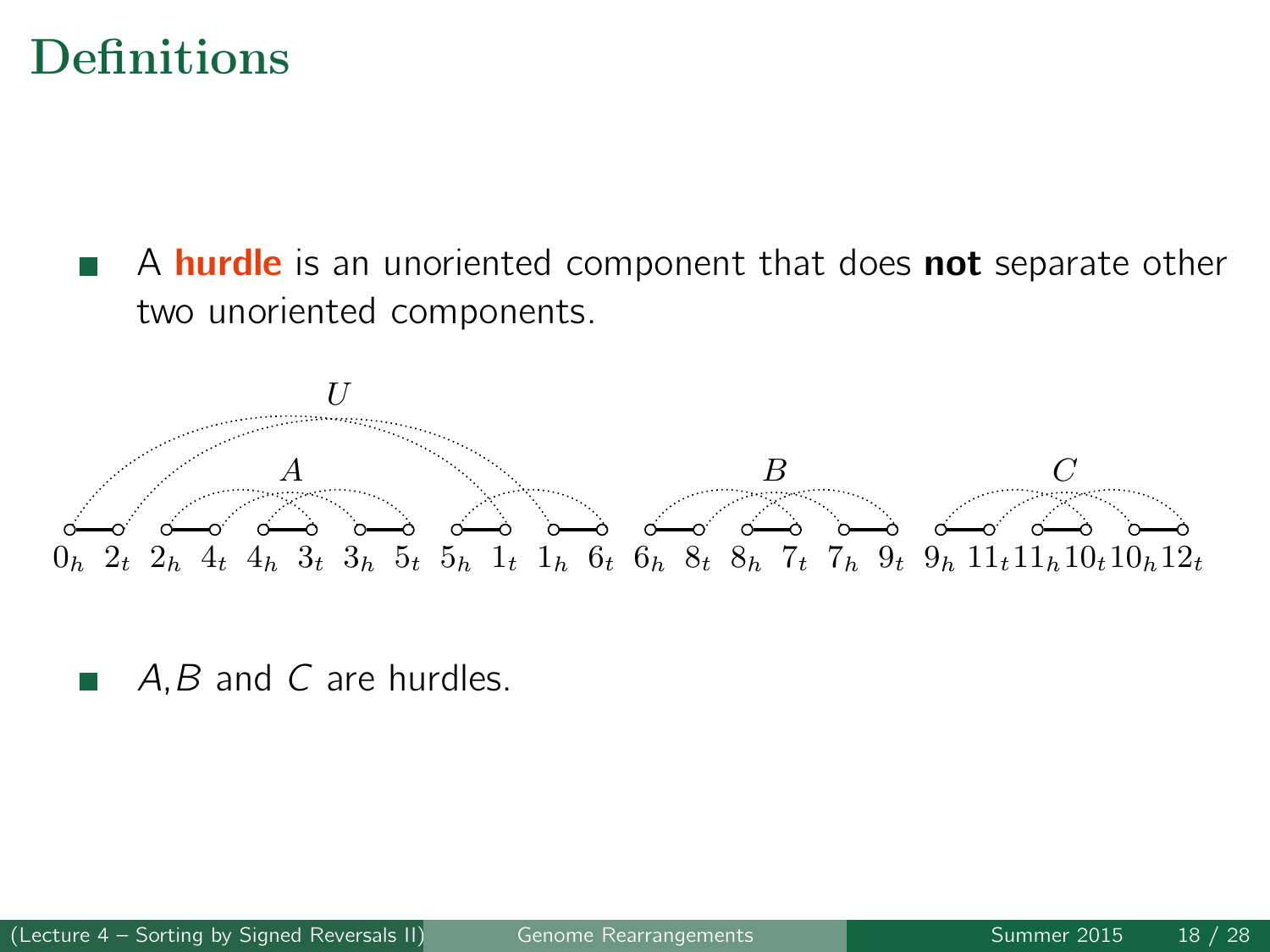# Definitions

- A **hurdle** is an unoriented component that does **not** separate other two unoriented components.

$U$

$A$ $B$ $C$

$0_h$ $2_t$ $2_h$ $4_t$ $4_h$ $3_t$ $3_h$ $5_t$ $5_h$ $1_t$ $1_h$ $6_t$ $6_h$ $8_t$ $8_h$ $7_t$ $7_h$ $9_t$ $9_h$ $11_t$ $11_h$ $10_t$ $10_h$ $12_t$

- $A$, $B$ and $C$ are hurdles.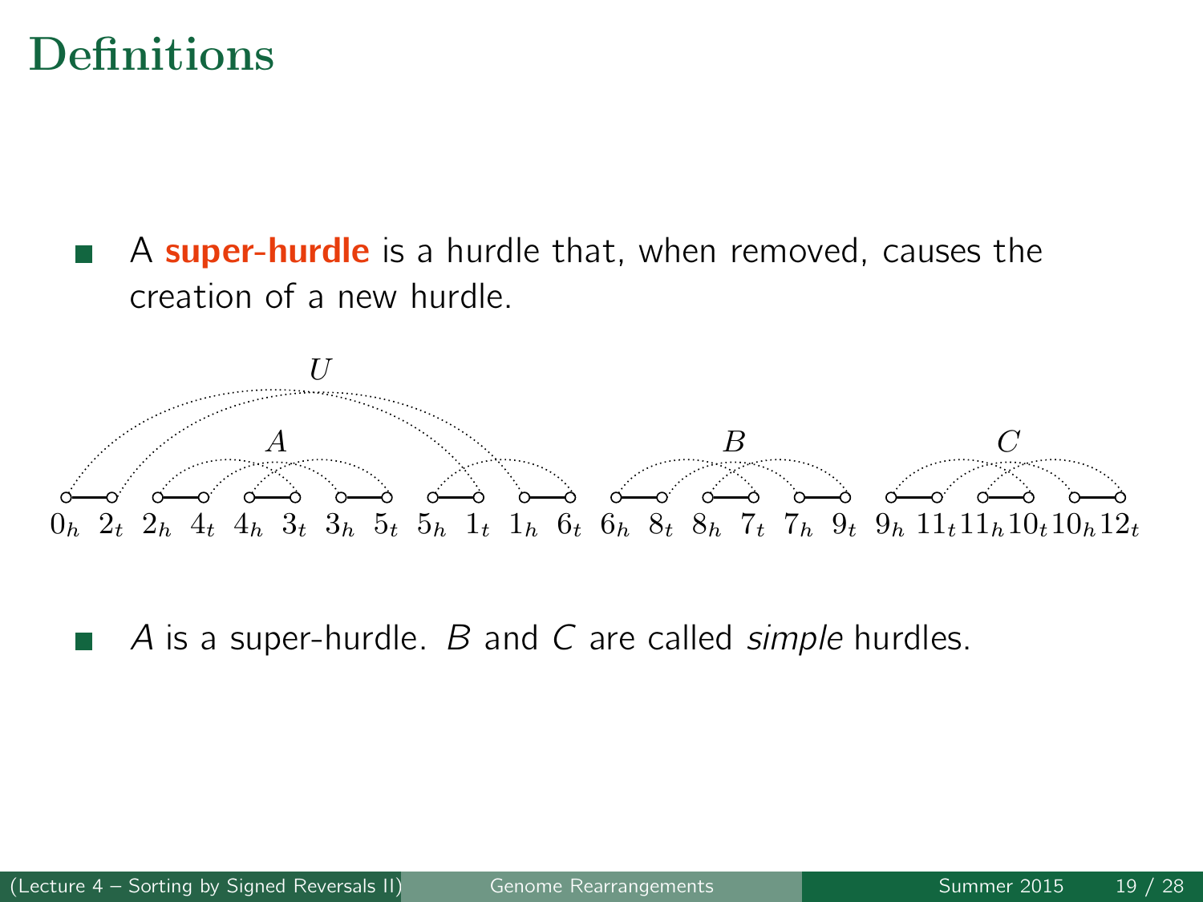# Definitions

- A **super-hurdle** is a hurdle that, when removed, causes the creation of a new hurdle.

$U$

$A$ $B$ $C$

$0_h$ $2_t$ $2_h$ $4_t$ $4_h$ $3_t$ $3_h$ $5_t$ $5_h$ $1_t$ $1_h$ $6_t$ $6_h$ $8_t$ $8_h$ $7_t$ $7_h$ $9_t$ $9_h$ $11_t$ $11_h$ $10_t$ $10_h$ $12_t$

- $A$ is a super-hurdle. $B$ and $C$ are called *simple* hurdles.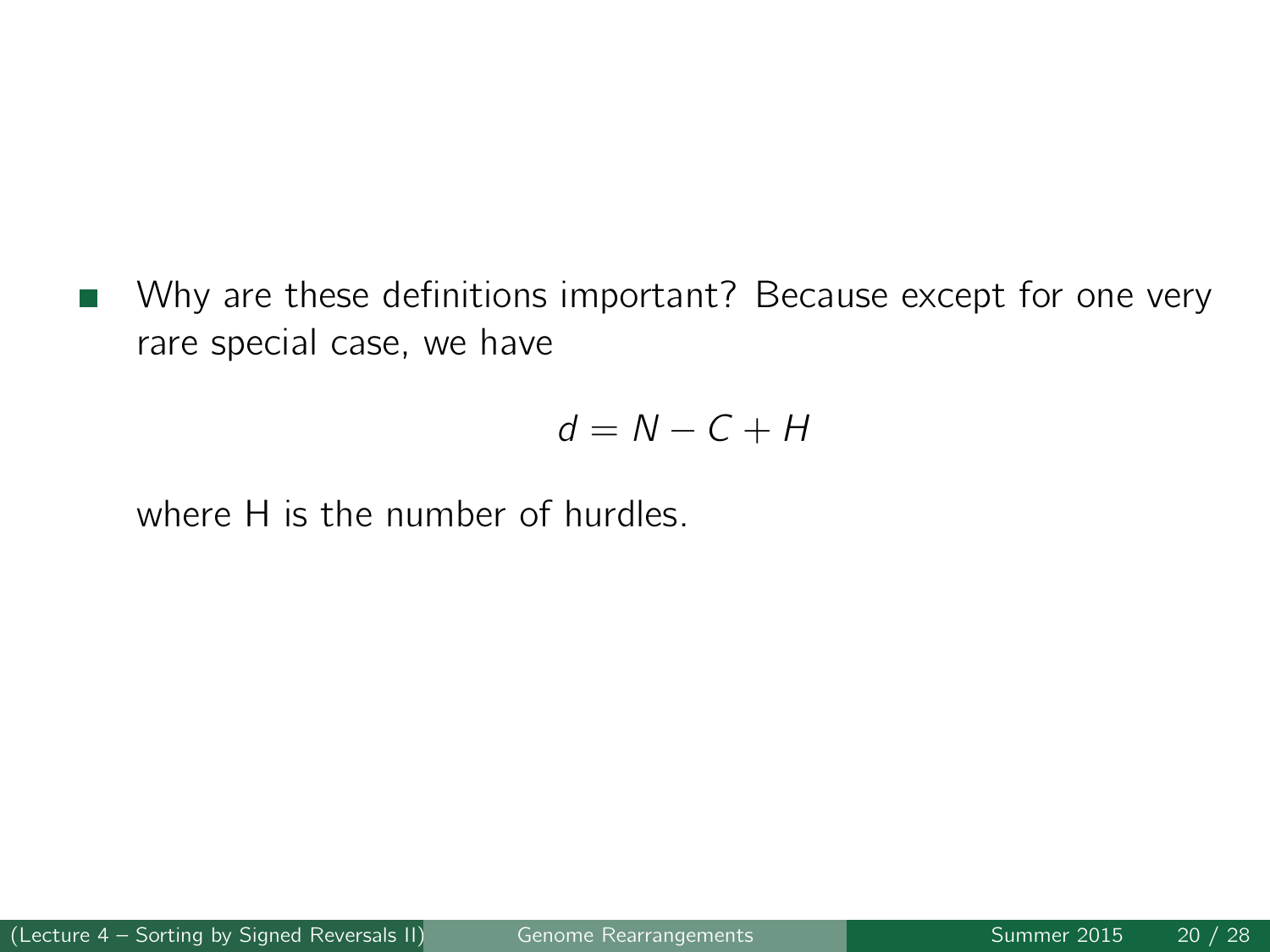- Why are these definitions important? Because except for one very rare special case, we have

$$d = N - C + H$$

where H is the number of hurdles.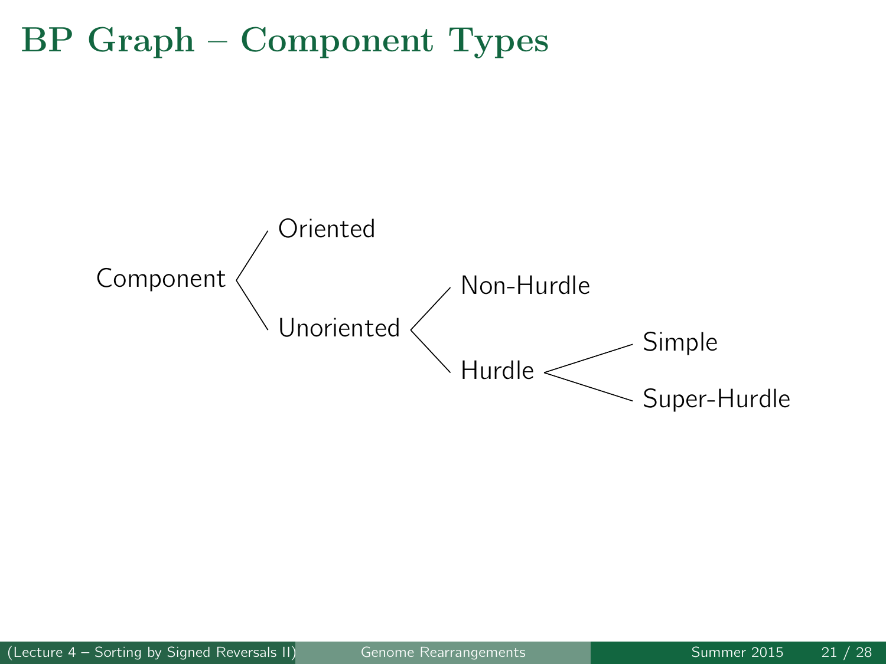# BP Graph – Component Types

- Component
  - Oriented
  - Unoriented
    - Non-Hurdle
    - Hurdle
      - Simple
      - Super-Hurdle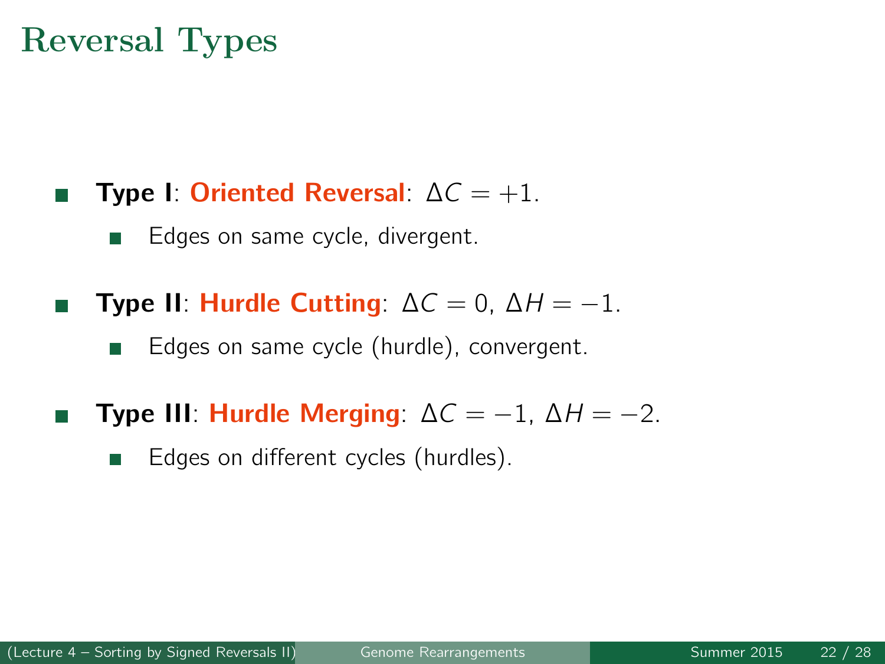# Reversal Types

- **Type I**: **Oriented Reversal**: $\Delta C = +1$.
  - Edges on same cycle, divergent.
- **Type II**: **Hurdle Cutting**: $\Delta C = 0$, $\Delta H = -1$.
  - Edges on same cycle (hurdle), convergent.
- **Type III**: **Hurdle Merging**: $\Delta C = -1$, $\Delta H = -2$.
  - Edges on different cycles (hurdles).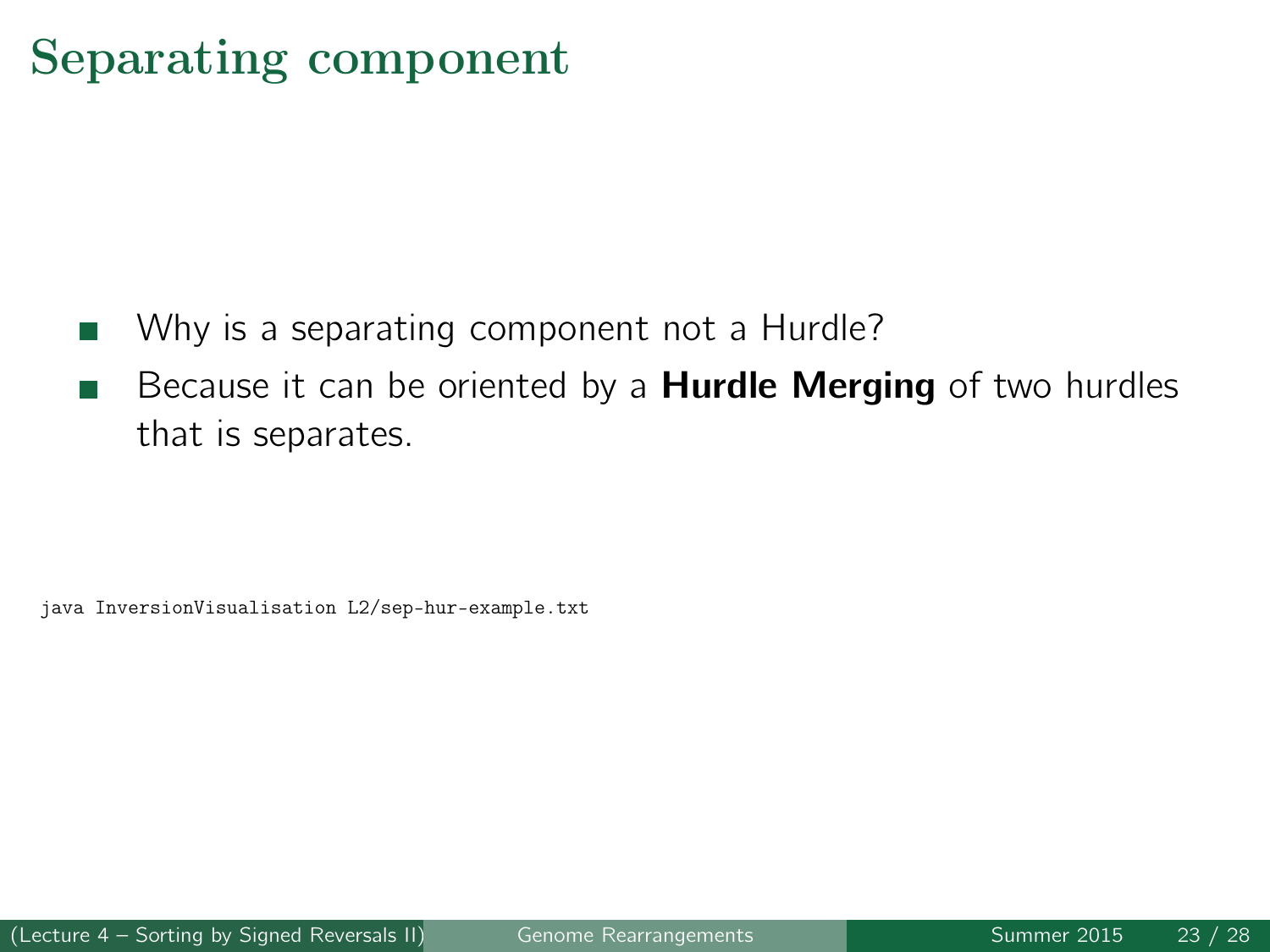# Separating component

- Why is a separating component not a Hurdle?
- Because it can be oriented by a **Hurdle Merging** of two hurdles that is separates.

```
java InversionVisualisation L2/sep-hur-example.txt
```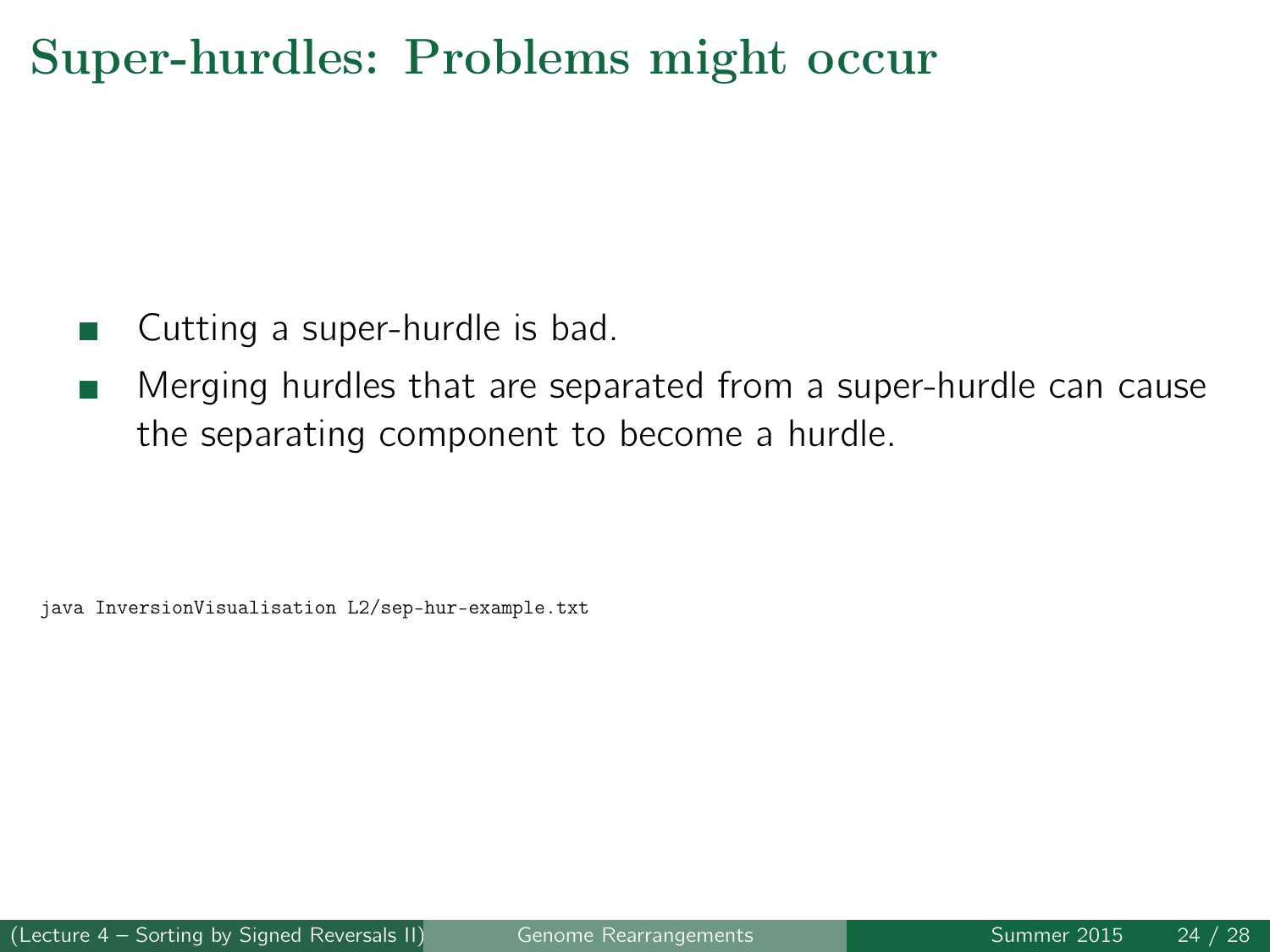# Super-hurdles: Problems might occur

- Cutting a super-hurdle is bad.
- Merging hurdles that are separated from a super-hurdle can cause the separating component to become a hurdle.

```
java InversionVisualisation L2/sep-hur-example.txt
```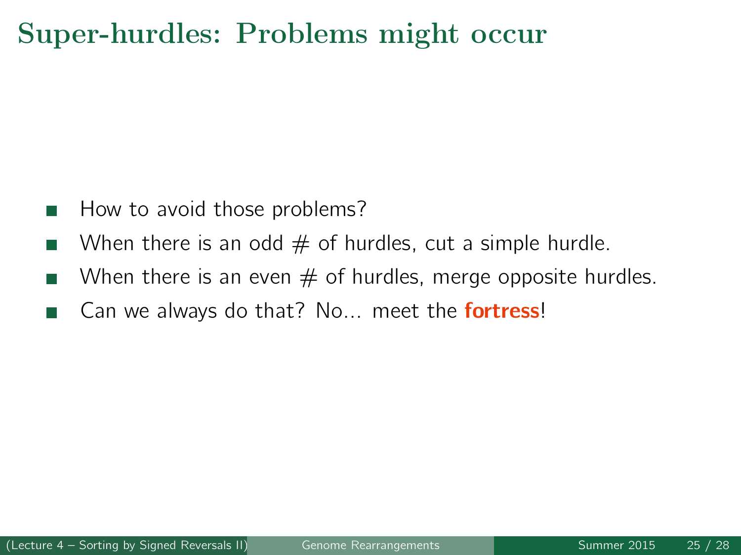# Super-hurdles: Problems might occur

- How to avoid those problems?
- When there is an odd # of hurdles, cut a simple hurdle.
- When there is an even # of hurdles, merge opposite hurdles.
- Can we always do that? No... meet the **fortress**!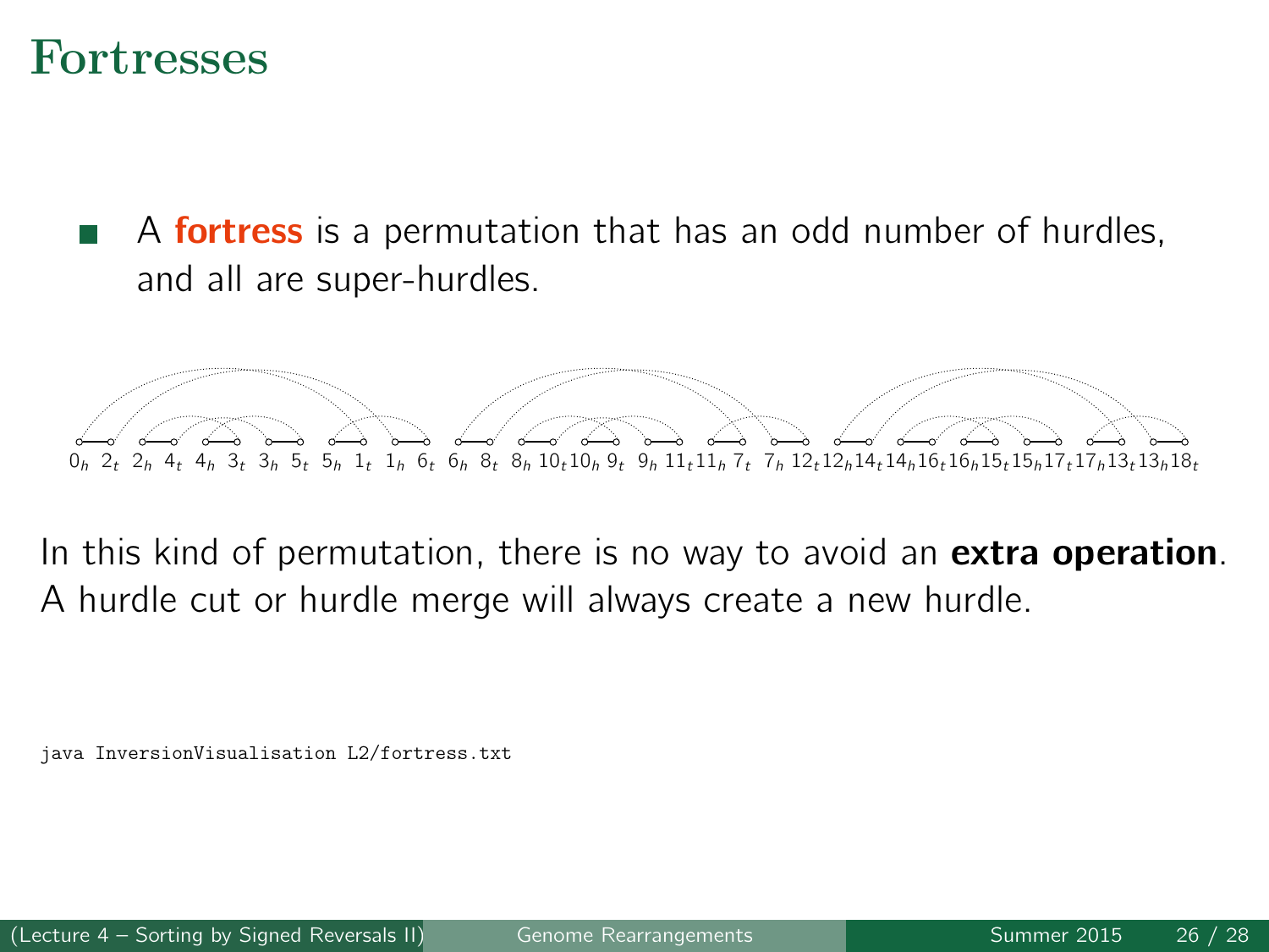# Fortresses

- A **fortress** is a permutation that has an odd number of hurdles, and all are super-hurdles.

$0_h$ $2_t$ $2_h$ $4_t$ $4_h$ $3_t$ $3_h$ $5_t$ $5_h$ $1_t$ $1_h$ $6_t$ $6_h$ $8_t$ $8_h$ $10_t$ $10_h$ $9_t$ $9_h$ $11_t$ $11_h$ $7_t$ $7_h$ $12_t$ $12_h$ $14_t$ $14_h$ $16_t$ $16_h$ $15_t$ $15_h$ $17_t$ $17_h$ $13_t$ $13_h$ $18_t$

In this kind of permutation, there is no way to avoid an **extra operation**. A hurdle cut or hurdle merge will always create a new hurdle.

```
java InversionVisualisation L2/fortress.txt
```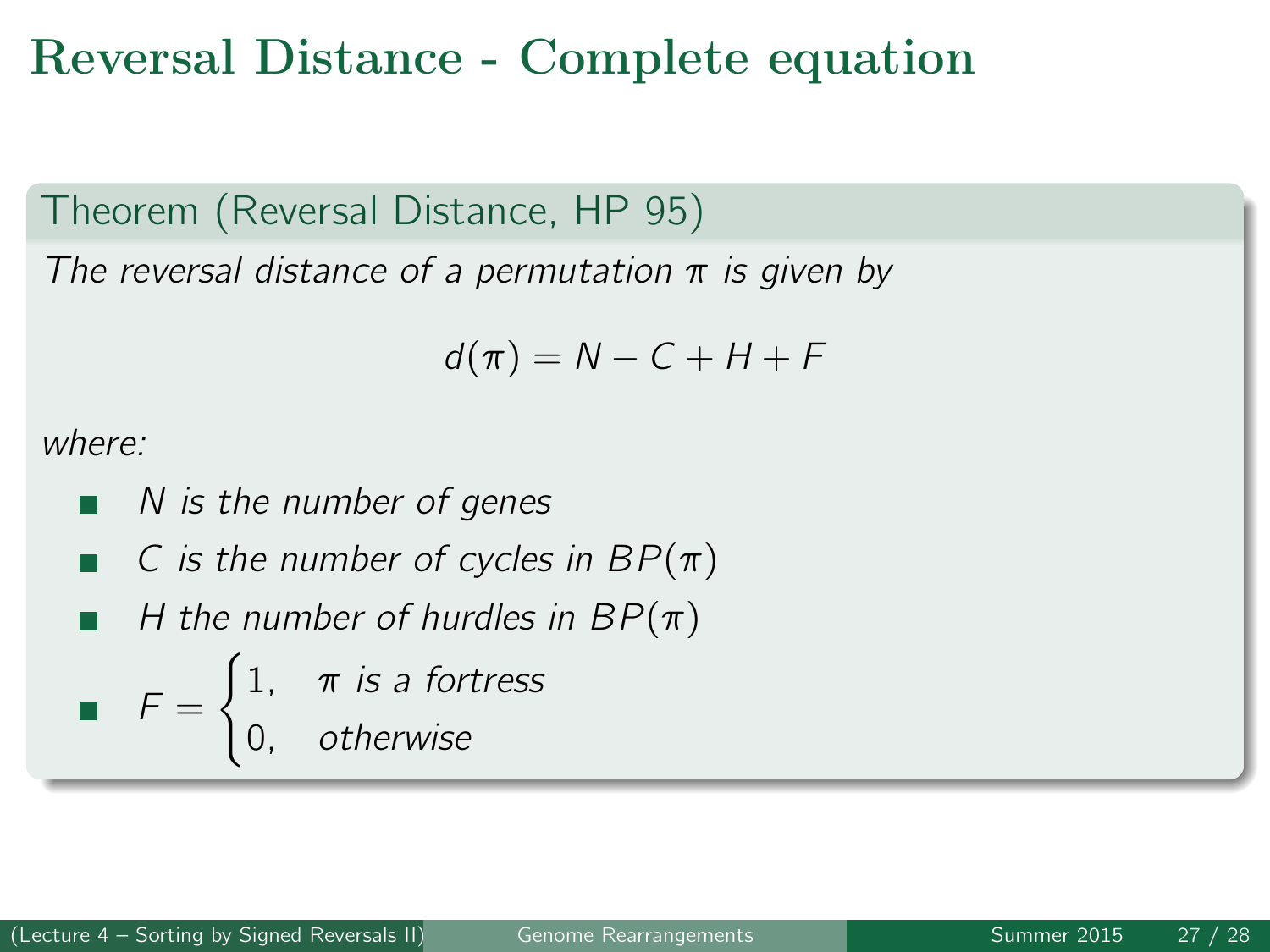# Reversal Distance - Complete equation

**Theorem (Reversal Distance, HP 95)**

*The reversal distance of a permutation $\pi$ is given by*

$$d(\pi) = N - C + H + F$$

*where:*

- *$N$ is the number of genes*
- *$C$ is the number of cycles in $BP(\pi)$*
- *$H$ the number of hurdles in $BP(\pi)$*
- $F = \begin{cases} 1, & \pi \text{ is a fortress} \\ 0, & \text{otherwise} \end{cases}$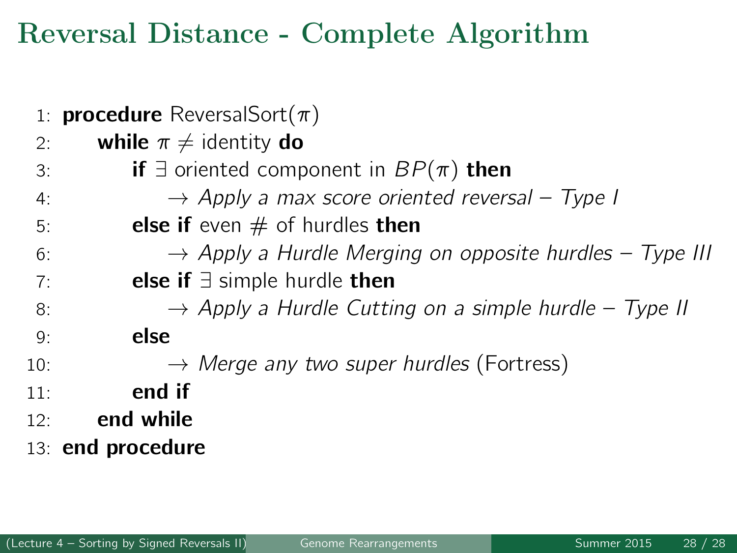# Reversal Distance - Complete Algorithm

```
1:  procedure ReversalSort(π)
2:      while π ≠ identity do
3:          if ∃ oriented component in BP(π) then
4:              → Apply a max score oriented reversal – Type I
5:          else if even # of hurdles then
6:              → Apply a Hurdle Merging on opposite hurdles – Type III
7:          else if ∃ simple hurdle then
8:              → Apply a Hurdle Cutting on a simple hurdle – Type II
9:          else
10:             → Merge any two super hurdles (Fortress)
11:         end if
12:     end while
13: end procedure
```